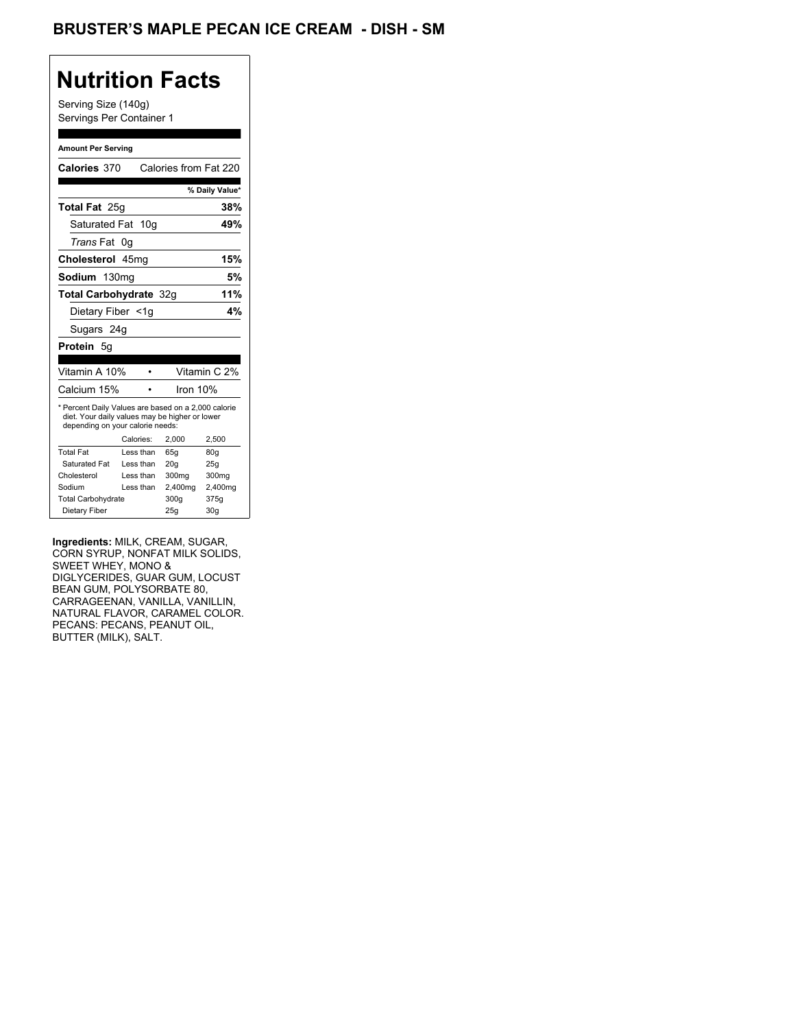# BRUSTER'S MAPLE PECAN ICE CREAM - DISH - SM

## Nutrition Facts

Serving Size (140g)
Servings Per Container 1

**Amount Per Serving**

| | |
|---|---|
| **Calories** 370 | Calories from Fat 220 |
| | **% Daily Value*** |
| **Total Fat** 25g | **38%** |
| Saturated Fat 10g | **49%** |
| *Trans* Fat 0g | |
| **Cholesterol** 45mg | **15%** |
| **Sodium** 130mg | **5%** |
| **Total Carbohydrate** 32g | **11%** |
| Dietary Fiber <1g | **4%** |
| Sugars 24g | |
| **Protein** 5g | |

| | | |
|---|---|---|
| Vitamin A 10% | • | Vitamin C 2% |
| Calcium 15% | • | Iron 10% |

* Percent Daily Values are based on a 2,000 calorie diet. Your daily values may be higher or lower depending on your calorie needs:

| | Calories: | 2,000 | 2,500 |
|---|---|---|---|
| Total Fat | Less than | 65g | 80g |
| Saturated Fat | Less than | 20g | 25g |
| Cholesterol | Less than | 300mg | 300mg |
| Sodium | Less than | 2,400mg | 2,400mg |
| Total Carbohydrate | | 300g | 375g |
| Dietary Fiber | | 25g | 30g |

**Ingredients:** MILK, CREAM, SUGAR, CORN SYRUP, NONFAT MILK SOLIDS, SWEET WHEY, MONO & DIGLYCERIDES, GUAR GUM, LOCUST BEAN GUM, POLYSORBATE 80, CARRAGEENAN, VANILLA, VANILLIN, NATURAL FLAVOR, CARAMEL COLOR. PECANS: PECANS, PEANUT OIL, BUTTER (MILK), SALT.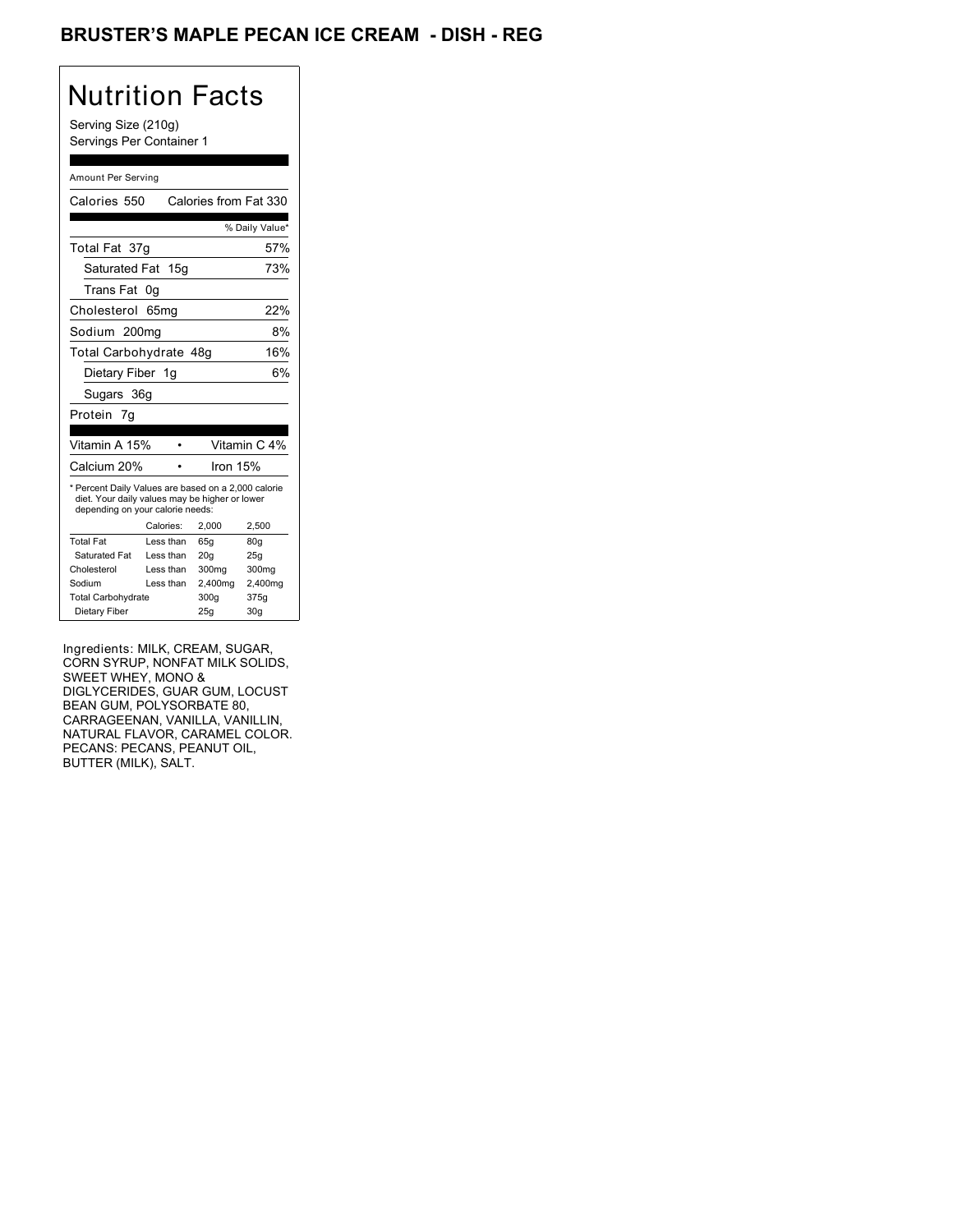# BRUSTER'S MAPLE PECAN ICE CREAM - DISH - REG

## Nutrition Facts

Serving Size (210g)
Servings Per Container 1

Amount Per Serving

| Calories 550 | Calories from Fat 330 |
|---|---|
| | % Daily Value* |
| Total Fat 37g | 57% |
| Saturated Fat 15g | 73% |
| Trans Fat 0g | |
| Cholesterol 65mg | 22% |
| Sodium 200mg | 8% |
| Total Carbohydrate 48g | 16% |
| Dietary Fiber 1g | 6% |
| Sugars 36g | |
| Protein 7g | |

| Vitamin A 15% | • | Vitamin C 4% |
|---|---|---|
| Calcium 20% | • | Iron 15% |

* Percent Daily Values are based on a 2,000 calorie diet. Your daily values may be higher or lower depending on your calorie needs:

| | Calories: | 2,000 | 2,500 |
|---|---|---|---|
| Total Fat | Less than | 65g | 80g |
| Saturated Fat | Less than | 20g | 25g |
| Cholesterol | Less than | 300mg | 300mg |
| Sodium | Less than | 2,400mg | 2,400mg |
| Total Carbohydrate | | 300g | 375g |
| Dietary Fiber | | 25g | 30g |

Ingredients: MILK, CREAM, SUGAR, CORN SYRUP, NONFAT MILK SOLIDS, SWEET WHEY, MONO & DIGLYCERIDES, GUAR GUM, LOCUST BEAN GUM, POLYSORBATE 80, CARRAGEENAN, VANILLA, VANILLIN, NATURAL FLAVOR, CARAMEL COLOR. PECANS: PECANS, PEANUT OIL, BUTTER (MILK), SALT.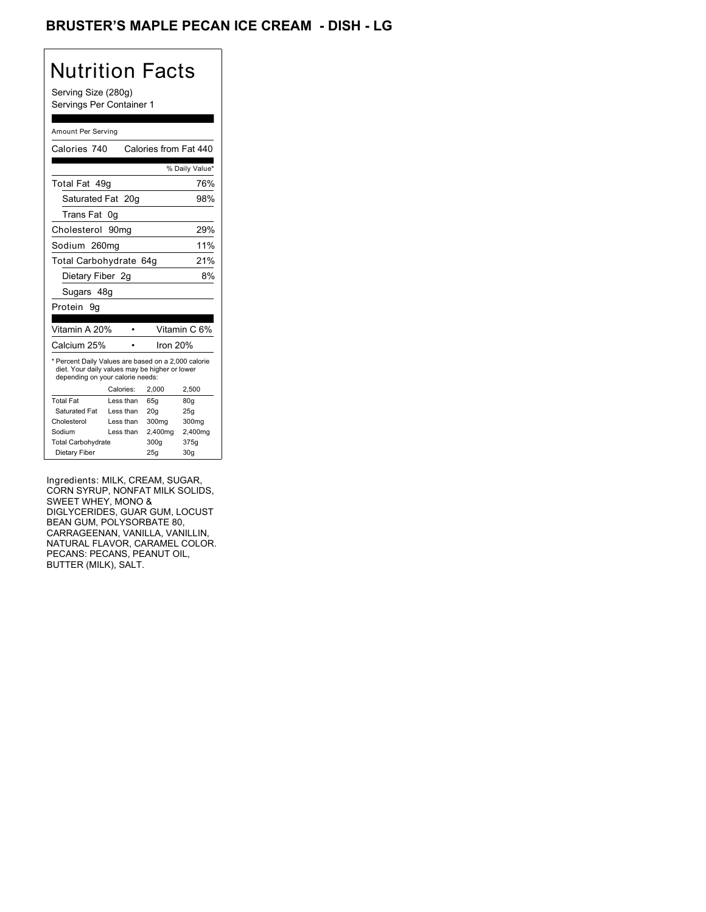# BRUSTER'S MAPLE PECAN ICE CREAM - DISH - LG

## Nutrition Facts

Serving Size (280g)
Servings Per Container 1

Amount Per Serving

| Calories 740 | Calories from Fat 440 |
|---|---|
| | % Daily Value* |
| Total Fat 49g | 76% |
| Saturated Fat 20g | 98% |
| Trans Fat 0g | |
| Cholesterol 90mg | 29% |
| Sodium 260mg | 11% |
| Total Carbohydrate 64g | 21% |
| Dietary Fiber 2g | 8% |
| Sugars 48g | |
| Protein 9g | |

| Vitamin A 20% | • | Vitamin C 6% |
|---|---|---|
| Calcium 25% | • | Iron 20% |

* Percent Daily Values are based on a 2,000 calorie diet. Your daily values may be higher or lower depending on your calorie needs:

| | Calories: | 2,000 | 2,500 |
|---|---|---|---|
| Total Fat | Less than | 65g | 80g |
| Saturated Fat | Less than | 20g | 25g |
| Cholesterol | Less than | 300mg | 300mg |
| Sodium | Less than | 2,400mg | 2,400mg |
| Total Carbohydrate | | 300g | 375g |
| Dietary Fiber | | 25g | 30g |

Ingredients: MILK, CREAM, SUGAR, CORN SYRUP, NONFAT MILK SOLIDS, SWEET WHEY, MONO & DIGLYCERIDES, GUAR GUM, LOCUST BEAN GUM, POLYSORBATE 80, CARRAGEENAN, VANILLA, VANILLIN, NATURAL FLAVOR, CARAMEL COLOR. PECANS: PECANS, PEANUT OIL, BUTTER (MILK), SALT.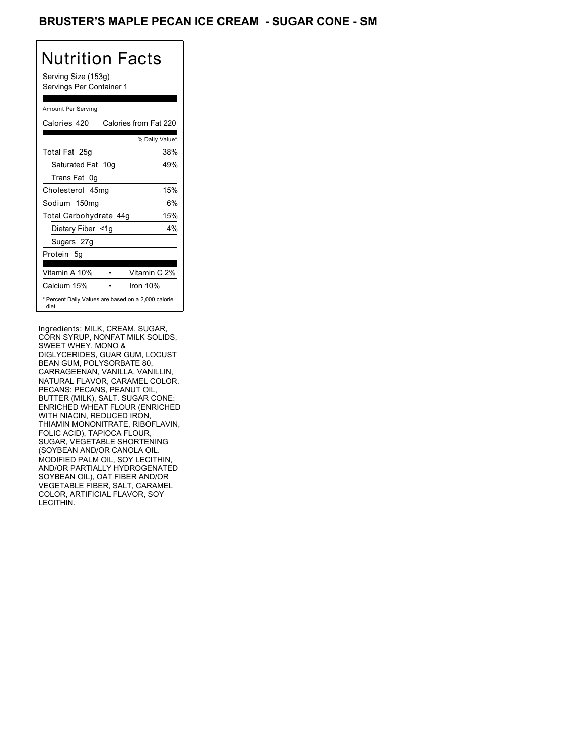## BRUSTER'S MAPLE PECAN ICE CREAM - SUGAR CONE - SM

# Nutrition Facts

Serving Size (153g)
Servings Per Container 1

Amount Per Serving

| Calories 420 | Calories from Fat 220 |
|---|---|
| | % Daily Value* |
| Total Fat 25g | 38% |
| Saturated Fat 10g | 49% |
| Trans Fat 0g | |
| Cholesterol 45mg | 15% |
| Sodium 150mg | 6% |
| Total Carbohydrate 44g | 15% |
| Dietary Fiber <1g | 4% |
| Sugars 27g | |
| Protein 5g | |

| Vitamin A 10% | • | Vitamin C 2% |
|---|---|---|
| Calcium 15% | • | Iron 10% |

* Percent Daily Values are based on a 2,000 calorie diet.

Ingredients: MILK, CREAM, SUGAR, CORN SYRUP, NONFAT MILK SOLIDS, SWEET WHEY, MONO & DIGLYCERIDES, GUAR GUM, LOCUST BEAN GUM, POLYSORBATE 80, CARRAGEENAN, VANILLA, VANILLIN, NATURAL FLAVOR, CARAMEL COLOR. PECANS: PECANS, PEANUT OIL, BUTTER (MILK), SALT. SUGAR CONE: ENRICHED WHEAT FLOUR (ENRICHED WITH NIACIN, REDUCED IRON, THIAMIN MONONITRATE, RIBOFLAVIN, FOLIC ACID), TAPIOCA FLOUR, SUGAR, VEGETABLE SHORTENING (SOYBEAN AND/OR CANOLA OIL, MODIFIED PALM OIL, SOY LECITHIN, AND/OR PARTIALLY HYDROGENATED SOYBEAN OIL), OAT FIBER AND/OR VEGETABLE FIBER, SALT, CARAMEL COLOR, ARTIFICIAL FLAVOR, SOY LECITHIN.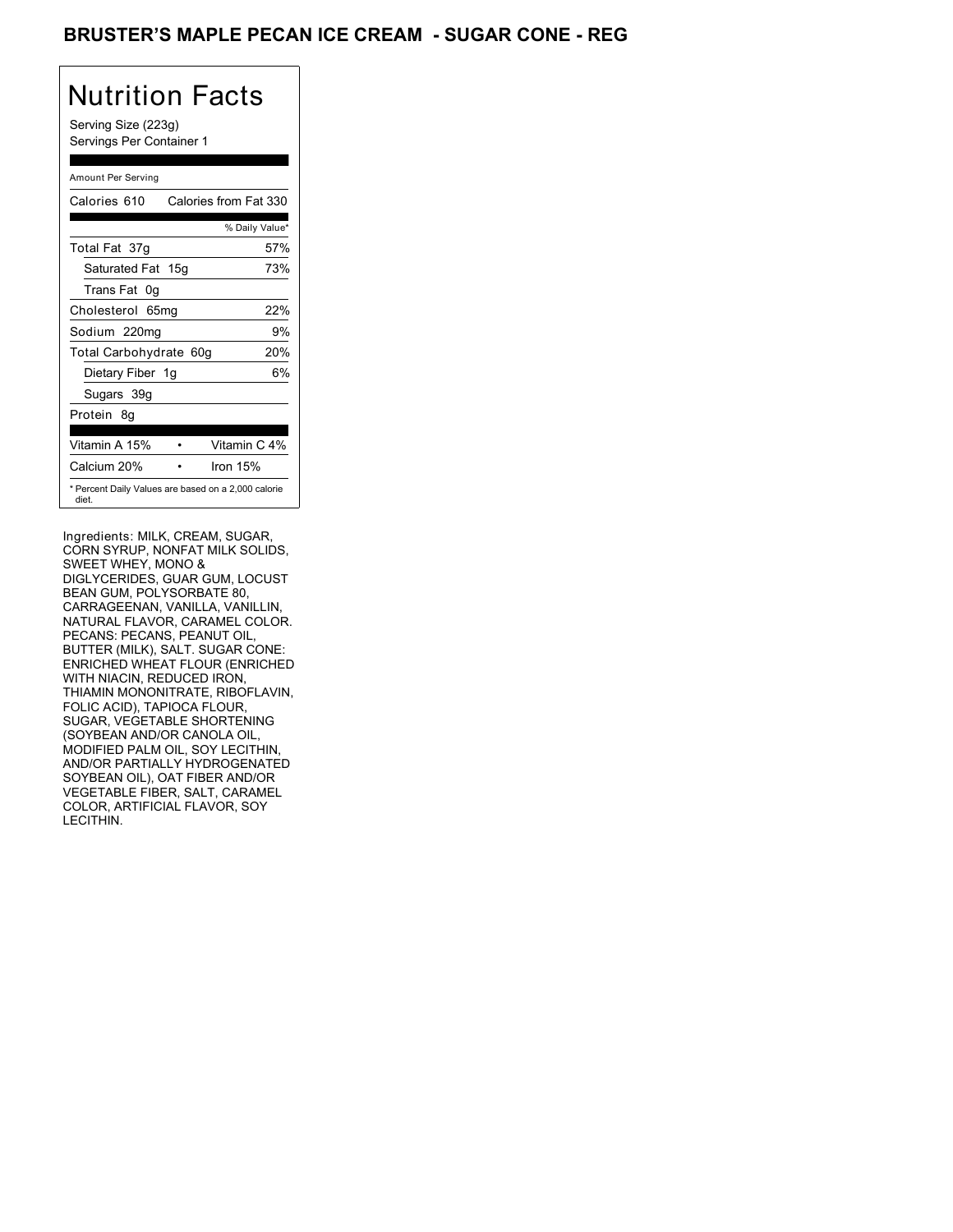# BRUSTER'S MAPLE PECAN ICE CREAM - SUGAR CONE - REG

## Nutrition Facts

Serving Size (223g)
Servings Per Container 1

Amount Per Serving

| Calories 610 | Calories from Fat 330 |
|---|---|
| | % Daily Value* |
| Total Fat 37g | 57% |
| Saturated Fat 15g | 73% |
| Trans Fat 0g | |
| Cholesterol 65mg | 22% |
| Sodium 220mg | 9% |
| Total Carbohydrate 60g | 20% |
| Dietary Fiber 1g | 6% |
| Sugars 39g | |
| Protein 8g | |

| Vitamin A 15% | • | Vitamin C 4% |
|---|---|---|
| Calcium 20% | • | Iron 15% |

* Percent Daily Values are based on a 2,000 calorie diet.

Ingredients: MILK, CREAM, SUGAR, CORN SYRUP, NONFAT MILK SOLIDS, SWEET WHEY, MONO & DIGLYCERIDES, GUAR GUM, LOCUST BEAN GUM, POLYSORBATE 80, CARRAGEENAN, VANILLA, VANILLIN, NATURAL FLAVOR, CARAMEL COLOR. PECANS: PECANS, PEANUT OIL, BUTTER (MILK), SALT. SUGAR CONE: ENRICHED WHEAT FLOUR (ENRICHED WITH NIACIN, REDUCED IRON, THIAMIN MONONITRATE, RIBOFLAVIN, FOLIC ACID), TAPIOCA FLOUR, SUGAR, VEGETABLE SHORTENING (SOYBEAN AND/OR CANOLA OIL, MODIFIED PALM OIL, SOY LECITHIN, AND/OR PARTIALLY HYDROGENATED SOYBEAN OIL), OAT FIBER AND/OR VEGETABLE FIBER, SALT, CARAMEL COLOR, ARTIFICIAL FLAVOR, SOY LECITHIN.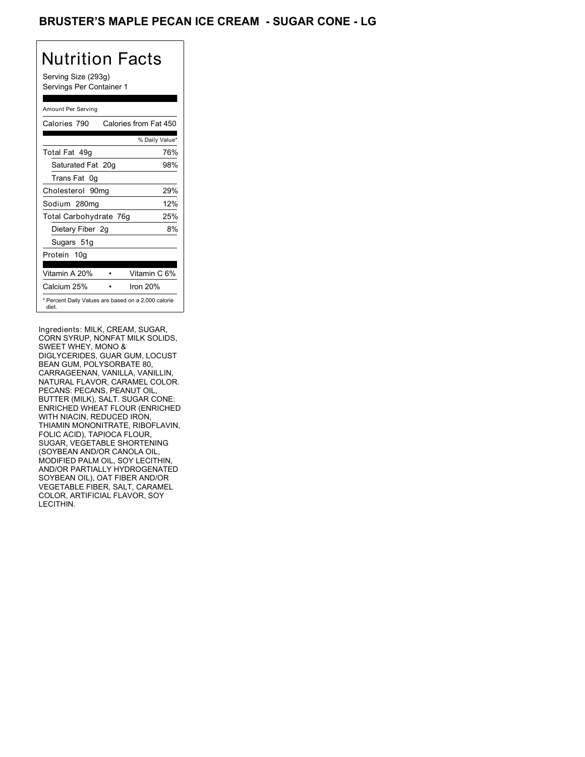# BRUSTER'S MAPLE PECAN ICE CREAM - SUGAR CONE - LG

## Nutrition Facts

Serving Size (293g)
Servings Per Container 1

Amount Per Serving

| Calories 790 | Calories from Fat 450 |
| --- | --- |
| | % Daily Value* |
| Total Fat 49g | 76% |
| Saturated Fat 20g | 98% |
| Trans Fat 0g | |
| Cholesterol 90mg | 29% |
| Sodium 280mg | 12% |
| Total Carbohydrate 76g | 25% |
| Dietary Fiber 2g | 8% |
| Sugars 51g | |
| Protein 10g | |

| Vitamin A 20% | • | Vitamin C 6% |
| --- | --- | --- |
| Calcium 25% | • | Iron 20% |

* Percent Daily Values are based on a 2,000 calorie diet.

Ingredients: MILK, CREAM, SUGAR, CORN SYRUP, NONFAT MILK SOLIDS, SWEET WHEY, MONO & DIGLYCERIDES, GUAR GUM, LOCUST BEAN GUM, POLYSORBATE 80, CARRAGEENAN, VANILLA, VANILLIN, NATURAL FLAVOR, CARAMEL COLOR. PECANS: PECANS, PEANUT OIL, BUTTER (MILK), SALT. SUGAR CONE: ENRICHED WHEAT FLOUR (ENRICHED WITH NIACIN, REDUCED IRON, THIAMIN MONONITRATE, RIBOFLAVIN, FOLIC ACID), TAPIOCA FLOUR, SUGAR, VEGETABLE SHORTENING (SOYBEAN AND/OR CANOLA OIL, MODIFIED PALM OIL, SOY LECITHIN, AND/OR PARTIALLY HYDROGENATED SOYBEAN OIL), OAT FIBER AND/OR VEGETABLE FIBER, SALT, CARAMEL COLOR, ARTIFICIAL FLAVOR, SOY LECITHIN.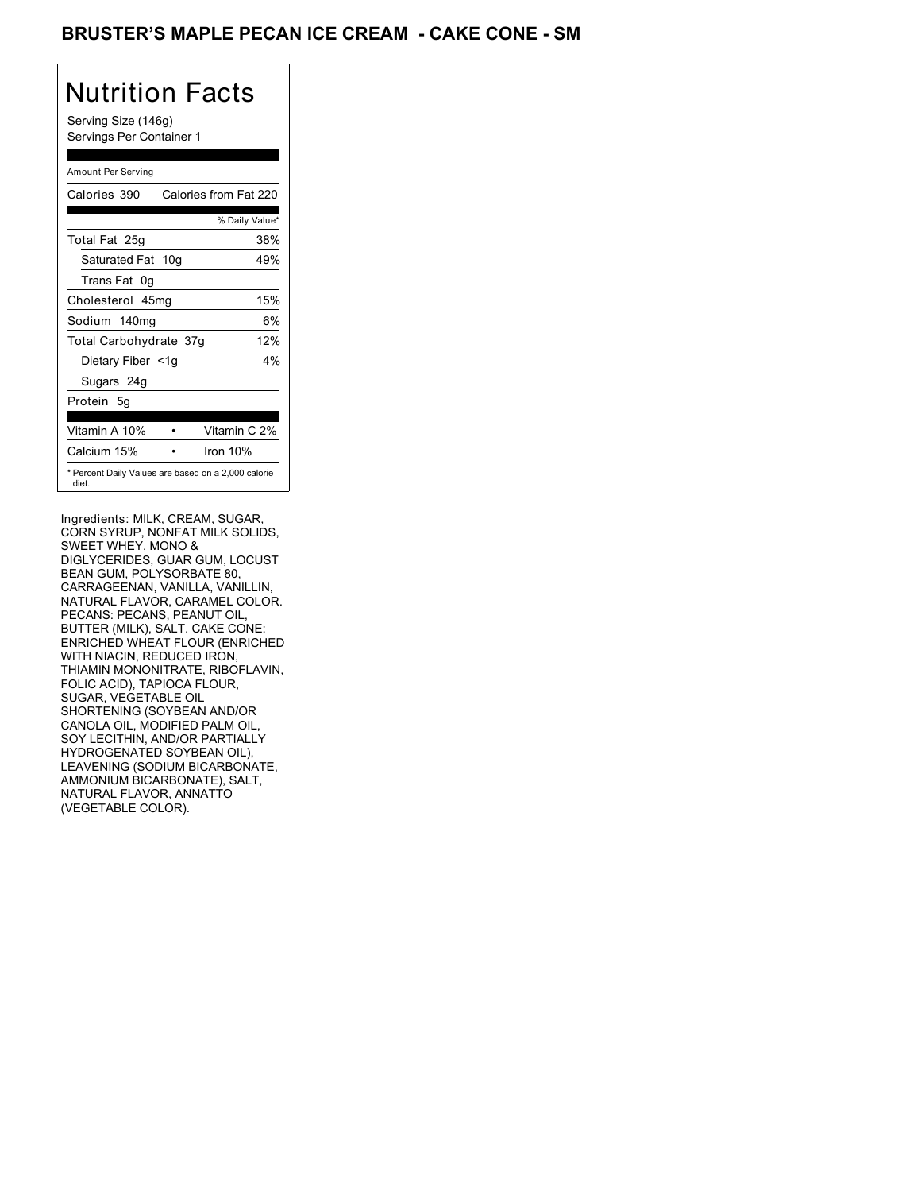# BRUSTER'S MAPLE PECAN ICE CREAM - CAKE CONE - SM

## Nutrition Facts

Serving Size (146g)
Servings Per Container 1

Amount Per Serving

| Calories 390 | Calories from Fat 220 |
|---|---|
| | % Daily Value* |
| Total Fat 25g | 38% |
| Saturated Fat 10g | 49% |
| Trans Fat 0g | |
| Cholesterol 45mg | 15% |
| Sodium 140mg | 6% |
| Total Carbohydrate 37g | 12% |
| Dietary Fiber <1g | 4% |
| Sugars 24g | |
| Protein 5g | |

| Vitamin A 10% | • | Vitamin C 2% |
|---|---|---|
| Calcium 15% | • | Iron 10% |

* Percent Daily Values are based on a 2,000 calorie diet.

Ingredients: MILK, CREAM, SUGAR, CORN SYRUP, NONFAT MILK SOLIDS, SWEET WHEY, MONO & DIGLYCERIDES, GUAR GUM, LOCUST BEAN GUM, POLYSORBATE 80, CARRAGEENAN, VANILLA, VANILLIN, NATURAL FLAVOR, CARAMEL COLOR. PECANS: PECANS, PEANUT OIL, BUTTER (MILK), SALT. CAKE CONE: ENRICHED WHEAT FLOUR (ENRICHED WITH NIACIN, REDUCED IRON, THIAMIN MONONITRATE, RIBOFLAVIN, FOLIC ACID), TAPIOCA FLOUR, SUGAR, VEGETABLE OIL SHORTENING (SOYBEAN AND/OR CANOLA OIL, MODIFIED PALM OIL, SOY LECITHIN, AND/OR PARTIALLY HYDROGENATED SOYBEAN OIL), LEAVENING (SODIUM BICARBONATE, AMMONIUM BICARBONATE), SALT, NATURAL FLAVOR, ANNATTO (VEGETABLE COLOR).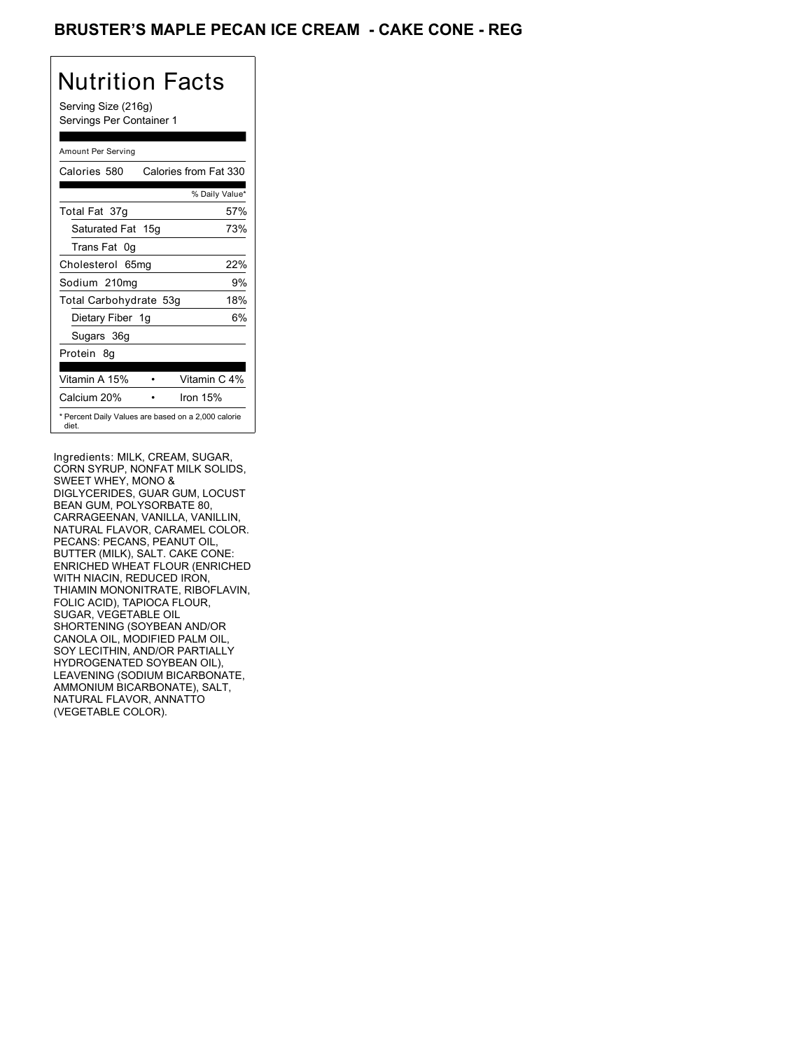## BRUSTER'S MAPLE PECAN ICE CREAM - CAKE CONE - REG

# Nutrition Facts

Serving Size (216g)
Servings Per Container 1

Amount Per Serving

| Calories 580 | Calories from Fat 330 |
|---|---|
| | % Daily Value* |
| Total Fat 37g | 57% |
| Saturated Fat 15g | 73% |
| Trans Fat 0g | |
| Cholesterol 65mg | 22% |
| Sodium 210mg | 9% |
| Total Carbohydrate 53g | 18% |
| Dietary Fiber 1g | 6% |
| Sugars 36g | |
| Protein 8g | |

| Vitamin A 15% | Vitamin C 4% |
|---|---|
| Calcium 20% | Iron 15% |

* Percent Daily Values are based on a 2,000 calorie diet.

Ingredients: MILK, CREAM, SUGAR, CORN SYRUP, NONFAT MILK SOLIDS, SWEET WHEY, MONO & DIGLYCERIDES, GUAR GUM, LOCUST BEAN GUM, POLYSORBATE 80, CARRAGEENAN, VANILLA, VANILLIN, NATURAL FLAVOR, CARAMEL COLOR. PECANS: PECANS, PEANUT OIL, BUTTER (MILK), SALT. CAKE CONE: ENRICHED WHEAT FLOUR (ENRICHED WITH NIACIN, REDUCED IRON, THIAMIN MONONITRATE, RIBOFLAVIN, FOLIC ACID), TAPIOCA FLOUR, SUGAR, VEGETABLE OIL SHORTENING (SOYBEAN AND/OR CANOLA OIL, MODIFIED PALM OIL, SOY LECITHIN, AND/OR PARTIALLY HYDROGENATED SOYBEAN OIL), LEAVENING (SODIUM BICARBONATE, AMMONIUM BICARBONATE), SALT, NATURAL FLAVOR, ANNATTO (VEGETABLE COLOR).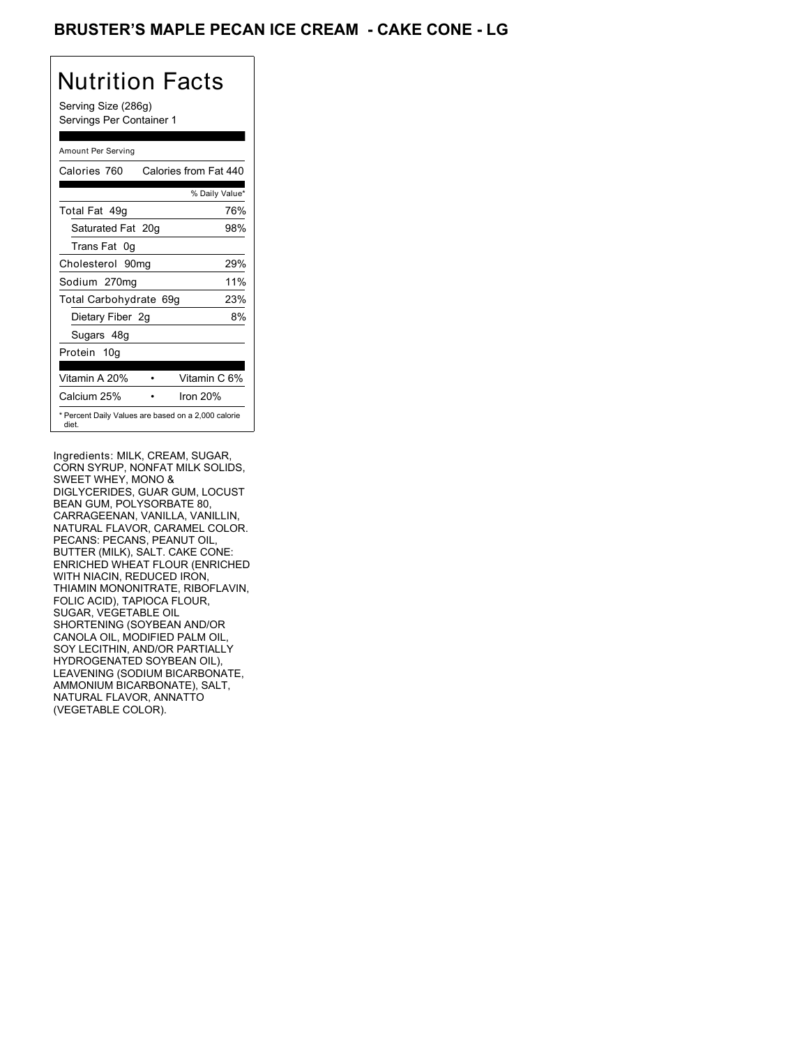# BRUSTER'S MAPLE PECAN ICE CREAM - CAKE CONE - LG

## Nutrition Facts

Serving Size (286g)
Servings Per Container 1

| Amount Per Serving | |
|---|---|
| Calories 760 | Calories from Fat 440 |
| | % Daily Value* |
| Total Fat 49g | 76% |
| Saturated Fat 20g | 98% |
| Trans Fat 0g | |
| Cholesterol 90mg | 29% |
| Sodium 270mg | 11% |
| Total Carbohydrate 69g | 23% |
| Dietary Fiber 2g | 8% |
| Sugars 48g | |
| Protein 10g | |
| Vitamin A 20% • | Vitamin C 6% |
| Calcium 25% • | Iron 20% |

* Percent Daily Values are based on a 2,000 calorie diet.

Ingredients: MILK, CREAM, SUGAR, CORN SYRUP, NONFAT MILK SOLIDS, SWEET WHEY, MONO & DIGLYCERIDES, GUAR GUM, LOCUST BEAN GUM, POLYSORBATE 80, CARRAGEENAN, VANILLA, VANILLIN, NATURAL FLAVOR, CARAMEL COLOR. PECANS: PECANS, PEANUT OIL, BUTTER (MILK), SALT. CAKE CONE: ENRICHED WHEAT FLOUR (ENRICHED WITH NIACIN, REDUCED IRON, THIAMIN MONONITRATE, RIBOFLAVIN, FOLIC ACID), TAPIOCA FLOUR, SUGAR, VEGETABLE OIL SHORTENING (SOYBEAN AND/OR CANOLA OIL, MODIFIED PALM OIL, SOY LECITHIN, AND/OR PARTIALLY HYDROGENATED SOYBEAN OIL), LEAVENING (SODIUM BICARBONATE, AMMONIUM BICARBONATE), SALT, NATURAL FLAVOR, ANNATTO (VEGETABLE COLOR).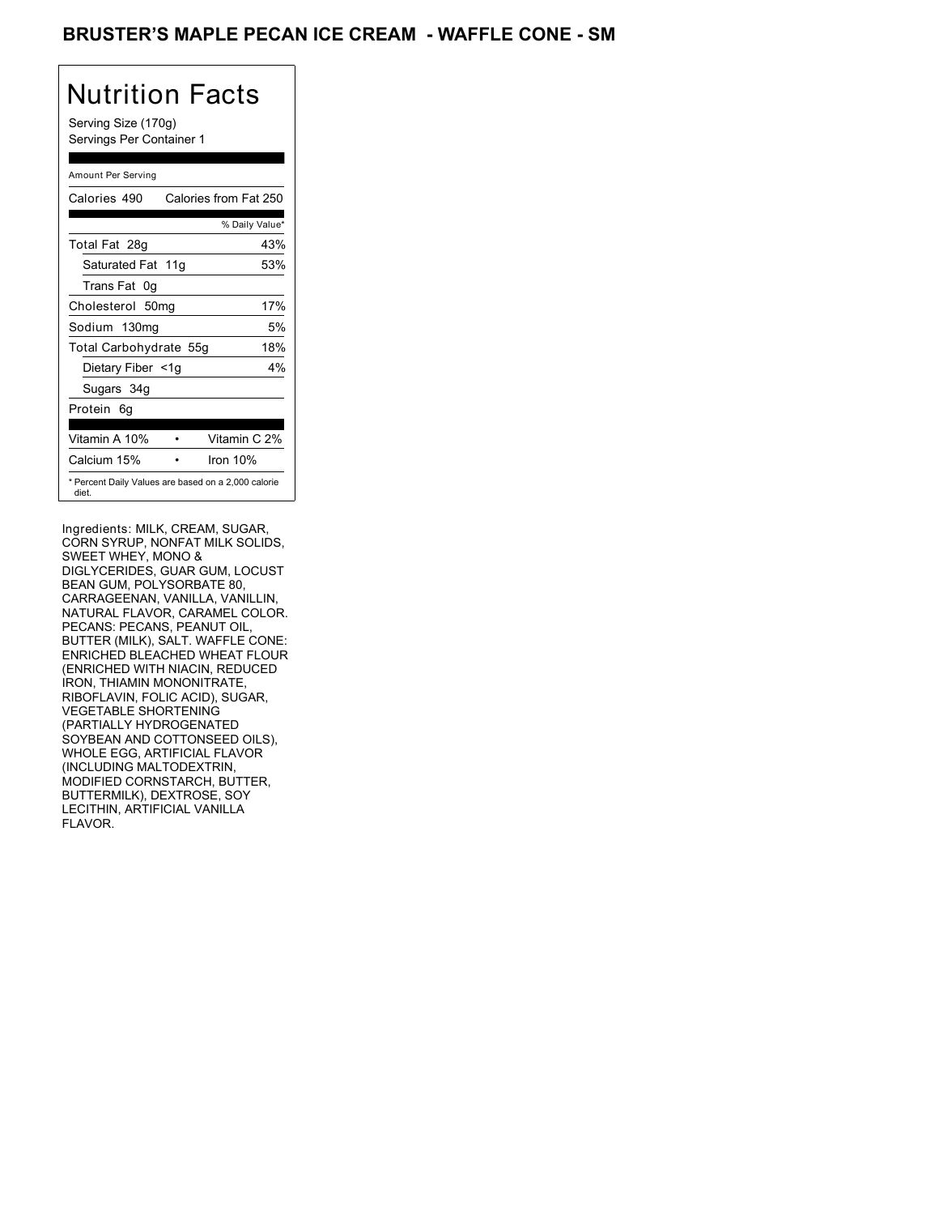# BRUSTER'S MAPLE PECAN ICE CREAM - WAFFLE CONE - SM

## Nutrition Facts

Serving Size (170g)
Servings Per Container 1

Amount Per Serving

| Calories 490 | Calories from Fat 250 |
|---|---|
| | % Daily Value* |
| Total Fat 28g | 43% |
| Saturated Fat 11g | 53% |
| Trans Fat 0g | |
| Cholesterol 50mg | 17% |
| Sodium 130mg | 5% |
| Total Carbohydrate 55g | 18% |
| Dietary Fiber <1g | 4% |
| Sugars 34g | |
| Protein 6g | |

| Vitamin A 10% | • | Vitamin C 2% |
|---|---|---|
| Calcium 15% | • | Iron 10% |

* Percent Daily Values are based on a 2,000 calorie diet.

Ingredients: MILK, CREAM, SUGAR, CORN SYRUP, NONFAT MILK SOLIDS, SWEET WHEY, MONO & DIGLYCERIDES, GUAR GUM, LOCUST BEAN GUM, POLYSORBATE 80, CARRAGEENAN, VANILLA, VANILLIN, NATURAL FLAVOR, CARAMEL COLOR. PECANS: PECANS, PEANUT OIL, BUTTER (MILK), SALT. WAFFLE CONE: ENRICHED BLEACHED WHEAT FLOUR (ENRICHED WITH NIACIN, REDUCED IRON, THIAMIN MONONITRATE, RIBOFLAVIN, FOLIC ACID), SUGAR, VEGETABLE SHORTENING (PARTIALLY HYDROGENATED SOYBEAN AND COTTONSEED OILS), WHOLE EGG, ARTIFICIAL FLAVOR (INCLUDING MALTODEXTRIN, MODIFIED CORNSTARCH, BUTTER, BUTTERMILK), DEXTROSE, SOY LECITHIN, ARTIFICIAL VANILLA FLAVOR.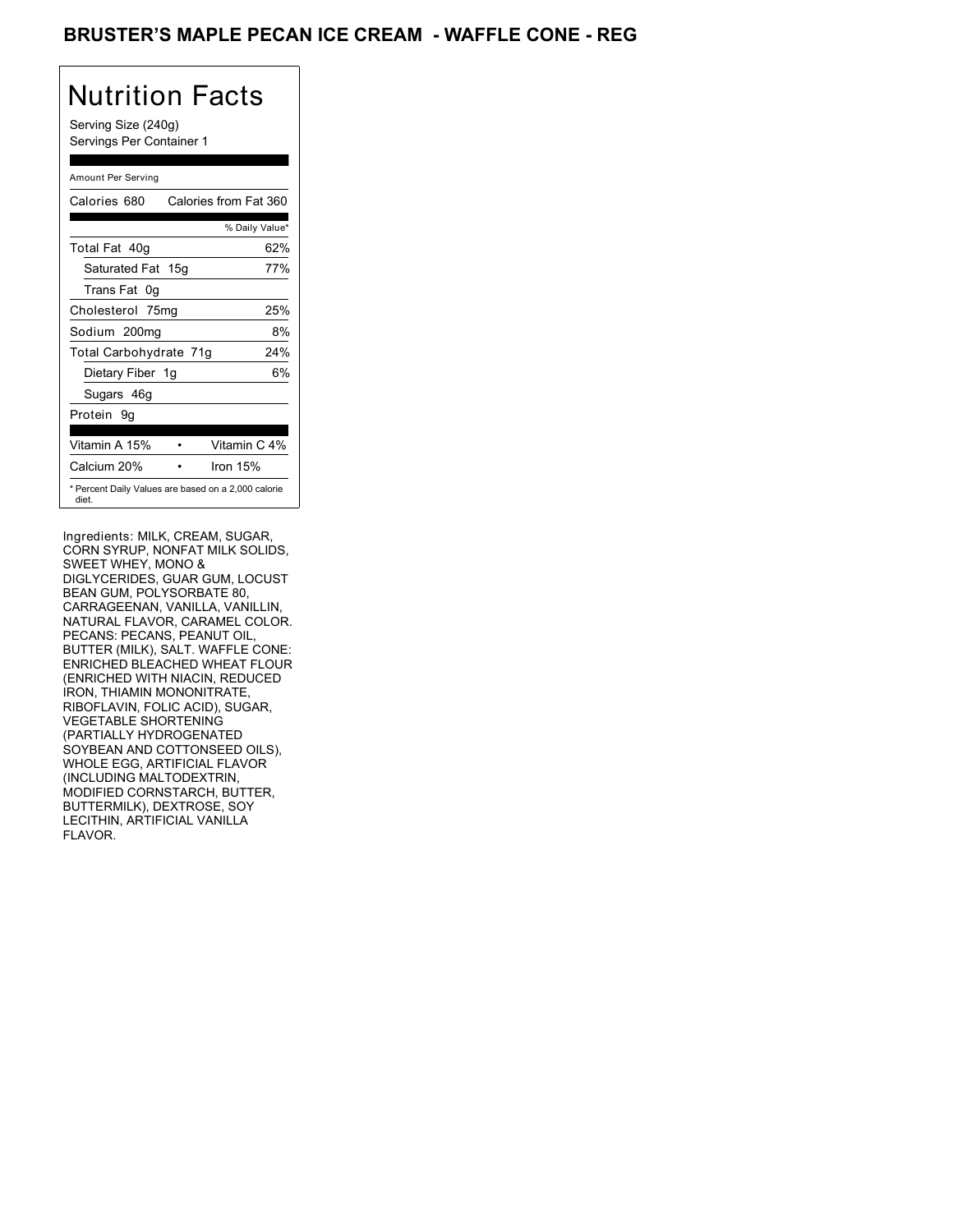# BRUSTER'S MAPLE PECAN ICE CREAM - WAFFLE CONE - REG

## Nutrition Facts

Serving Size (240g)
Servings Per Container 1

| Amount Per Serving | |
|---|---|
| Calories 680 | Calories from Fat 360 |
| | % Daily Value* |
| Total Fat 40g | 62% |
| Saturated Fat 15g | 77% |
| Trans Fat 0g | |
| Cholesterol 75mg | 25% |
| Sodium 200mg | 8% |
| Total Carbohydrate 71g | 24% |
| Dietary Fiber 1g | 6% |
| Sugars 46g | |
| Protein 9g | |
| Vitamin A 15% | Vitamin C 4% |
| Calcium 20% | Iron 15% |

* Percent Daily Values are based on a 2,000 calorie diet.

Ingredients: MILK, CREAM, SUGAR, CORN SYRUP, NONFAT MILK SOLIDS, SWEET WHEY, MONO & DIGLYCERIDES, GUAR GUM, LOCUST BEAN GUM, POLYSORBATE 80, CARRAGEENAN, VANILLA, VANILLIN, NATURAL FLAVOR, CARAMEL COLOR. PECANS: PECANS, PEANUT OIL, BUTTER (MILK), SALT. WAFFLE CONE: ENRICHED BLEACHED WHEAT FLOUR (ENRICHED WITH NIACIN, REDUCED IRON, THIAMIN MONONITRATE, RIBOFLAVIN, FOLIC ACID), SUGAR, VEGETABLE SHORTENING (PARTIALLY HYDROGENATED SOYBEAN AND COTTONSEED OILS), WHOLE EGG, ARTIFICIAL FLAVOR (INCLUDING MALTODEXTRIN, MODIFIED CORNSTARCH, BUTTER, BUTTERMILK), DEXTROSE, SOY LECITHIN, ARTIFICIAL VANILLA FLAVOR.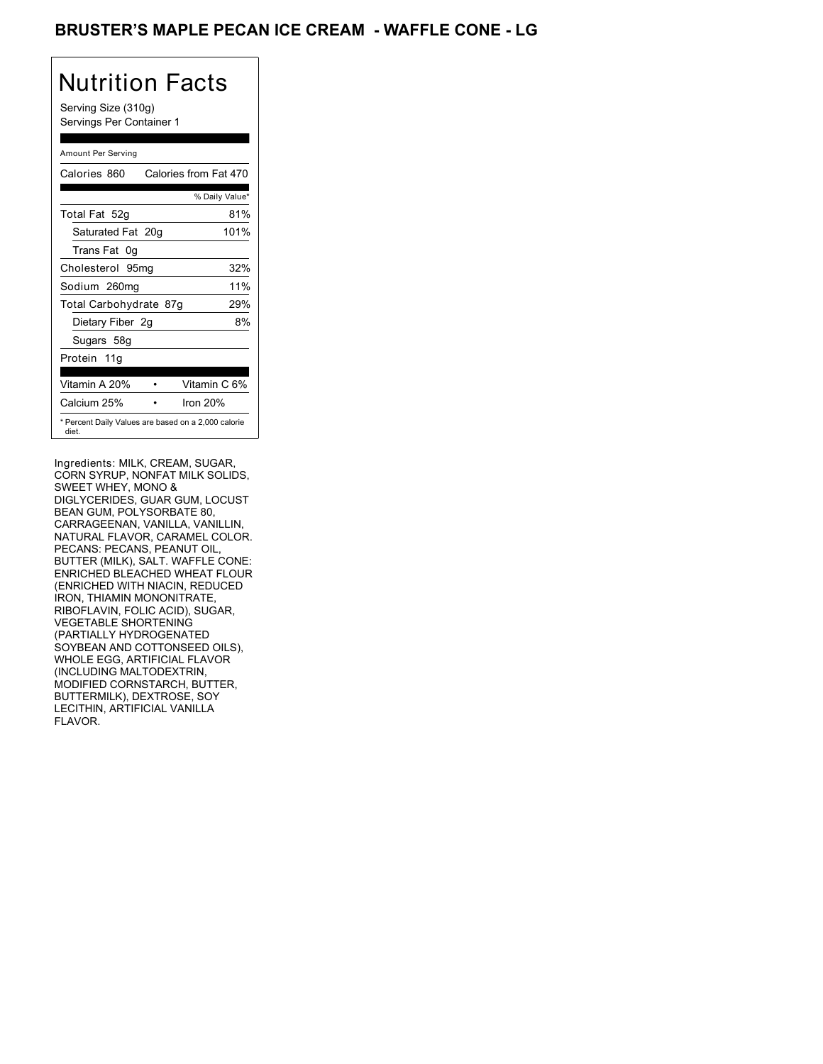# BRUSTER'S MAPLE PECAN ICE CREAM - WAFFLE CONE - LG

## Nutrition Facts

Serving Size (310g)
Servings Per Container 1

Amount Per Serving

| | |
|---|---|
| Calories 860 | Calories from Fat 470 |
| | % Daily Value* |
| Total Fat 52g | 81% |
| Saturated Fat 20g | 101% |
| Trans Fat 0g | |
| Cholesterol 95mg | 32% |
| Sodium 260mg | 11% |
| Total Carbohydrate 87g | 29% |
| Dietary Fiber 2g | 8% |
| Sugars 58g | |
| Protein 11g | |
| Vitamin A 20% • | Vitamin C 6% |
| Calcium 25% • | Iron 20% |

\* Percent Daily Values are based on a 2,000 calorie diet.

Ingredients: MILK, CREAM, SUGAR, CORN SYRUP, NONFAT MILK SOLIDS, SWEET WHEY, MONO & DIGLYCERIDES, GUAR GUM, LOCUST BEAN GUM, POLYSORBATE 80, CARRAGEENAN, VANILLA, VANILLIN, NATURAL FLAVOR, CARAMEL COLOR. PECANS: PECANS, PEANUT OIL, BUTTER (MILK), SALT. WAFFLE CONE: ENRICHED BLEACHED WHEAT FLOUR (ENRICHED WITH NIACIN, REDUCED IRON, THIAMIN MONONITRATE, RIBOFLAVIN, FOLIC ACID), SUGAR, VEGETABLE SHORTENING (PARTIALLY HYDROGENATED SOYBEAN AND COTTONSEED OILS), WHOLE EGG, ARTIFICIAL FLAVOR (INCLUDING MALTODEXTRIN, MODIFIED CORNSTARCH, BUTTER, BUTTERMILK), DEXTROSE, SOY LECITHIN, ARTIFICIAL VANILLA FLAVOR.